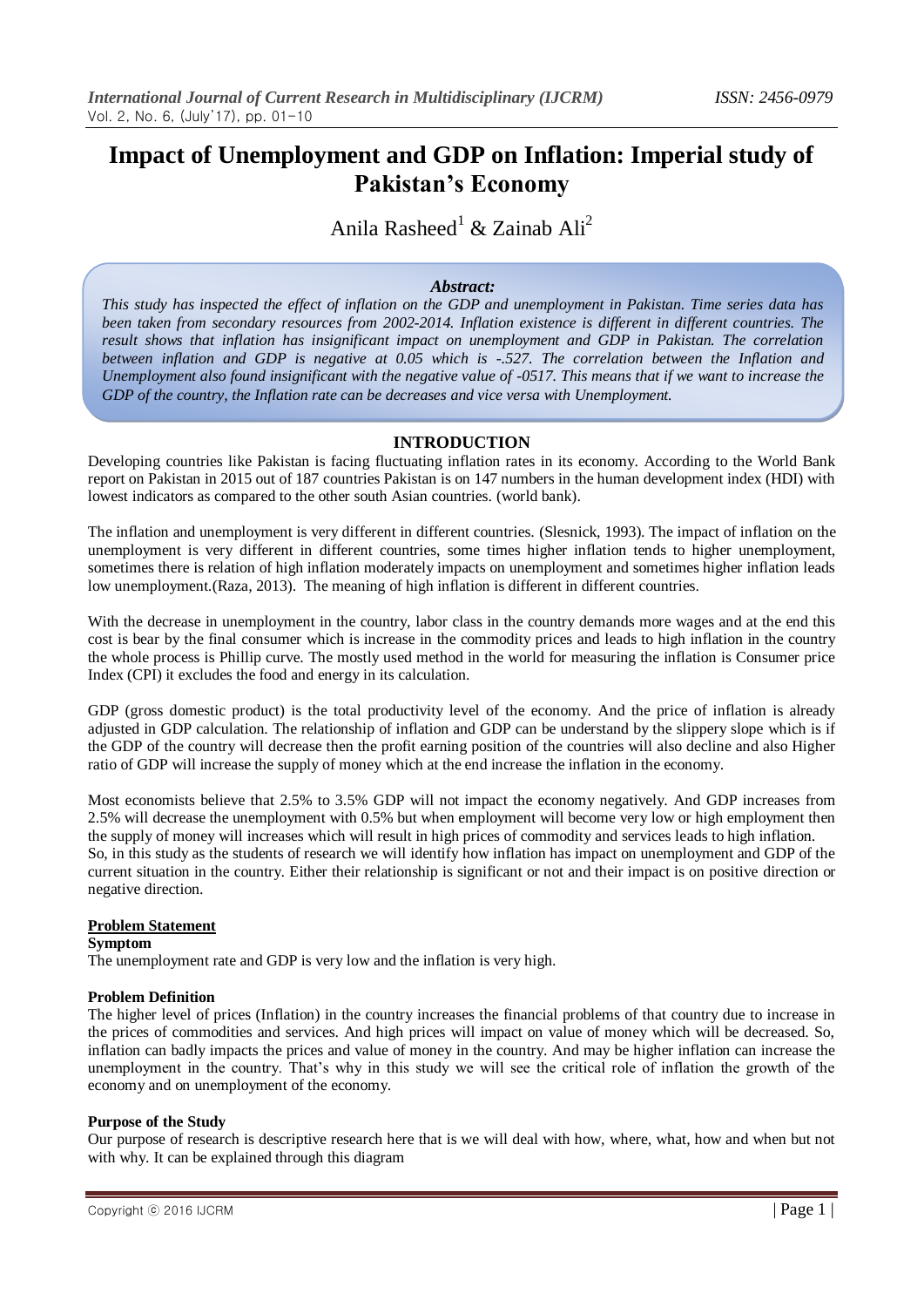# Impact of Unemployment and GDP on Inflation: Imperial study of Pakistan's Economy

Anila Rasheed[1] & Zainab Ali[2]

***Abstract:***

*This study has inspected the effect of inflation on the GDP and unemployment in Pakistan. Time series data has been taken from secondary resources from 2002-2014. Inflation existence is different in different countries. The result shows that inflation has insignificant impact on unemployment and GDP in Pakistan. The correlation between inflation and GDP is negative at 0.05 which is -.527. The correlation between the Inflation and Unemployment also found insignificant with the negative value of -0517. This means that if we want to increase the GDP of the country, the Inflation rate can be decreases and vice versa with Unemployment.*

## INTRODUCTION

Developing countries like Pakistan is facing fluctuating inflation rates in its economy. According to the World Bank report on Pakistan in 2015 out of 187 countries Pakistan is on 147 numbers in the human development index (HDI) with lowest indicators as compared to the other south Asian countries. (world bank).

The inflation and unemployment is very different in different countries. (Slesnick, 1993). The impact of inflation on the unemployment is very different in different countries, some times higher inflation tends to higher unemployment, sometimes there is relation of high inflation moderately impacts on unemployment and sometimes higher inflation leads low unemployment.(Raza, 2013). The meaning of high inflation is different in different countries.

With the decrease in unemployment in the country, labor class in the country demands more wages and at the end this cost is bear by the final consumer which is increase in the commodity prices and leads to high inflation in the country the whole process is Phillip curve. The mostly used method in the world for measuring the inflation is Consumer price Index (CPI) it excludes the food and energy in its calculation.

GDP (gross domestic product) is the total productivity level of the economy. And the price of inflation is already adjusted in GDP calculation. The relationship of inflation and GDP can be understand by the slippery slope which is if the GDP of the country will decrease then the profit earning position of the countries will also decline and also Higher ratio of GDP will increase the supply of money which at the end increase the inflation in the economy.

Most economists believe that 2.5% to 3.5% GDP will not impact the economy negatively. And GDP increases from 2.5% will decrease the unemployment with 0.5% but when employment will become very low or high employment then the supply of money will increases which will result in high prices of commodity and services leads to high inflation. So, in this study as the students of research we will identify how inflation has impact on unemployment and GDP of the current situation in the country. Either their relationship is significant or not and their impact is on positive direction or negative direction.

**Problem Statement**

**Symptom**

The unemployment rate and GDP is very low and the inflation is very high.

**Problem Definition**

The higher level of prices (Inflation) in the country increases the financial problems of that country due to increase in the prices of commodities and services. And high prices will impact on value of money which will be decreased. So, inflation can badly impacts the prices and value of money in the country. And may be higher inflation can increase the unemployment in the country. That's why in this study we will see the critical role of inflation the growth of the economy and on unemployment of the economy.

**Purpose of the Study**

Our purpose of research is descriptive research here that is we will deal with how, where, what, how and when but not with why. It can be explained through this diagram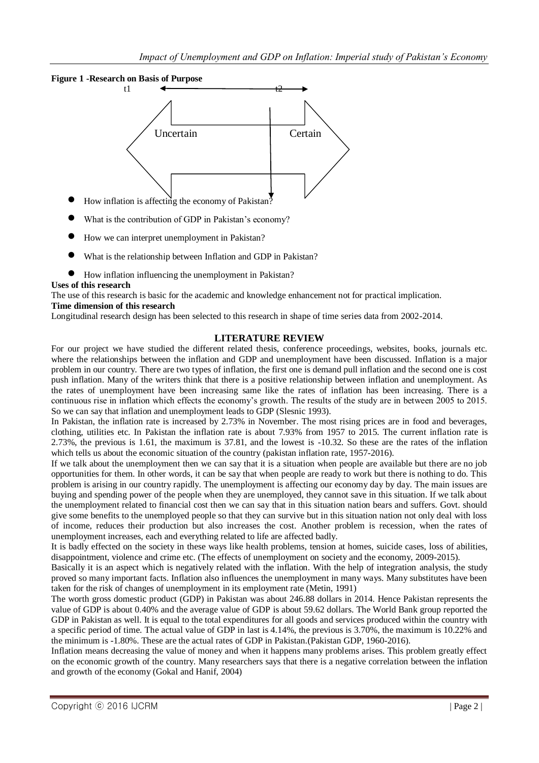**Figure 1 -Research on Basis of Purpose**

t1 t2

Uncertain Certain

- How inflation is affecting the economy of Pakistan?
- What is the contribution of GDP in Pakistan's economy?
- How we can interpret unemployment in Pakistan?
- What is the relationship between Inflation and GDP in Pakistan?
- How inflation influencing the unemployment in Pakistan?

**Uses of this research**

The use of this research is basic for the academic and knowledge enhancement not for practical implication.

**Time dimension of this research**

Longitudinal research design has been selected to this research in shape of time series data from 2002-2014.

## LITERATURE REVIEW

For our project we have studied the different related thesis, conference proceedings, websites, books, journals etc. where the relationships between the inflation and GDP and unemployment have been discussed. Inflation is a major problem in our country. There are two types of inflation, the first one is demand pull inflation and the second one is cost push inflation. Many of the writers think that there is a positive relationship between inflation and unemployment. As the rates of unemployment have been increasing same like the rates of inflation has been increasing. There is a continuous rise in inflation which effects the economy's growth. The results of the study are in between 2005 to 2015. So we can say that inflation and unemployment leads to GDP (Slesnic 1993).

In Pakistan, the inflation rate is increased by 2.73% in November. The most rising prices are in food and beverages, clothing, utilities etc. In Pakistan the inflation rate is about 7.93% from 1957 to 2015. The current inflation rate is 2.73%, the previous is 1.61, the maximum is 37.81, and the lowest is -10.32. So these are the rates of the inflation which tells us about the economic situation of the country (pakistan inflation rate, 1957-2016).

If we talk about the unemployment then we can say that it is a situation when people are available but there are no job opportunities for them. In other words, it can be say that when people are ready to work but there is nothing to do. This problem is arising in our country rapidly. The unemployment is affecting our economy day by day. The main issues are buying and spending power of the people when they are unemployed, they cannot save in this situation. If we talk about the unemployment related to financial cost then we can say that in this situation nation bears and suffers. Govt. should give some benefits to the unemployed people so that they can survive but in this situation nation not only deal with loss of income, reduces their production but also increases the cost. Another problem is recession, when the rates of unemployment increases, each and everything related to life are affected badly.

It is badly effected on the society in these ways like health problems, tension at homes, suicide cases, loss of abilities, disappointment, violence and crime etc. (The effects of unemployment on society and the economy, 2009-2015).

Basically it is an aspect which is negatively related with the inflation. With the help of integration analysis, the study proved so many important facts. Inflation also influences the unemployment in many ways. Many substitutes have been taken for the risk of changes of unemployment in its employment rate (Metin, 1991)

The worth gross domestic product (GDP) in Pakistan was about 246.88 dollars in 2014. Hence Pakistan represents the value of GDP is about 0.40% and the average value of GDP is about 59.62 dollars. The World Bank group reported the GDP in Pakistan as well. It is equal to the total expenditures for all goods and services produced within the country with a specific period of time. The actual value of GDP in last is 4.14%, the previous is 3.70%, the maximum is 10.22% and the minimum is -1.80%. These are the actual rates of GDP in Pakistan.(Pakistan GDP, 1960-2016).

Inflation means decreasing the value of money and when it happens many problems arises. This problem greatly effect on the economic growth of the country. Many researchers says that there is a negative correlation between the inflation and growth of the economy (Gokal and Hanif, 2004)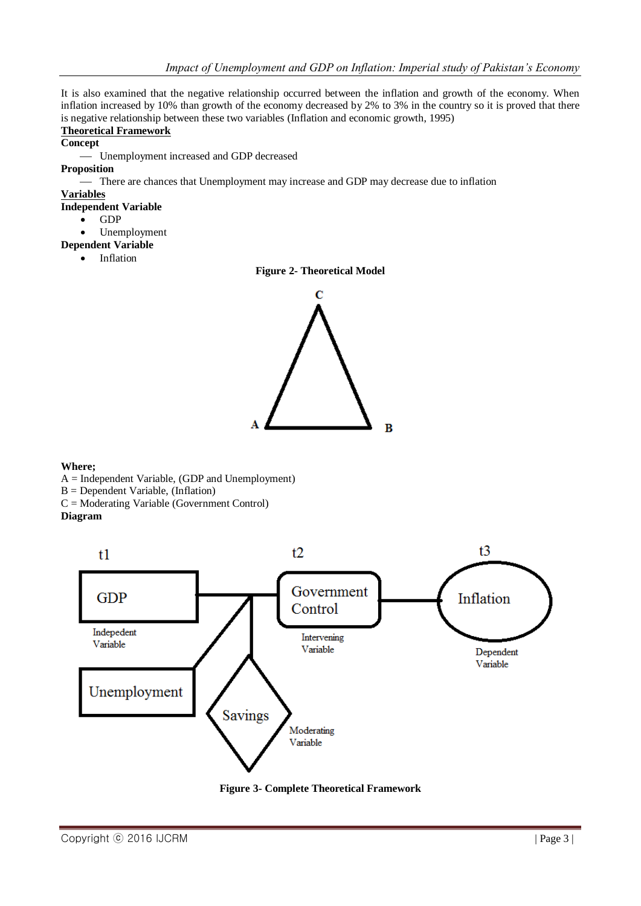It is also examined that the negative relationship occurred between the inflation and growth of the economy. When inflation increased by 10% than growth of the economy decreased by 2% to 3% in the country so it is proved that there is negative relationship between these two variables (Inflation and economic growth, 1995)

**Theoretical Framework**

**Concept**

— Unemployment increased and GDP decreased

**Proposition**

— There are chances that Unemployment may increase and GDP may decrease due to inflation

**Variables**

**Independent Variable**

- GDP
- Unemployment

**Dependent Variable**

- Inflation

**Figure 2- Theoretical Model**

**Where;**

A = Independent Variable, (GDP and Unemployment)

B = Dependent Variable, (Inflation)

C = Moderating Variable (Government Control)

**Diagram**

**Figure 3- Complete Theoretical Framework**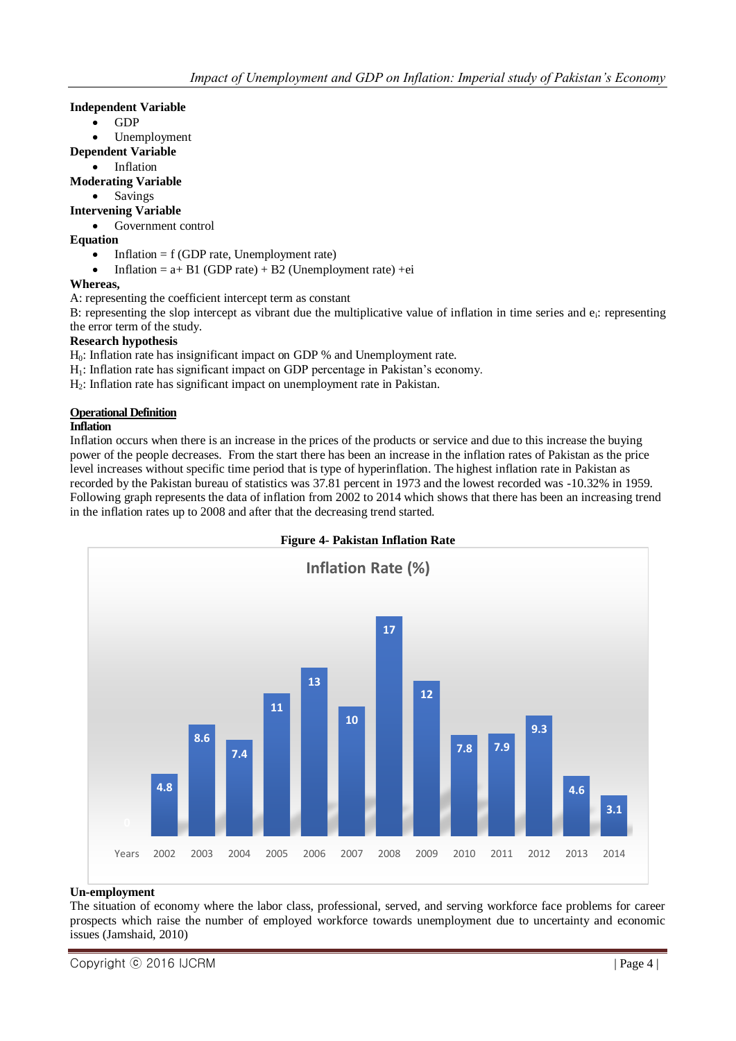**Independent Variable**

- GDP
- Unemployment

**Dependent Variable**

- Inflation

**Moderating Variable**

- Savings

**Intervening Variable**

- Government control

**Equation**

- Inflation = f (GDP rate, Unemployment rate)
- Inflation = a+ B1 (GDP rate) + B2 (Unemployment rate) +ei

**Whereas,**

A: representing the coefficient intercept term as constant

B: representing the slop intercept as vibrant due the multiplicative value of inflation in time series and $e_i$: representing the error term of the study.

**Research hypothesis**

$H_0$: Inflation rate has insignificant impact on GDP % and Unemployment rate.

$H_1$: Inflation rate has significant impact on GDP percentage in Pakistan's economy.

$H_2$: Inflation rate has significant impact on unemployment rate in Pakistan.

**Operational Definition**

**Inflation**

Inflation occurs when there is an increase in the prices of the products or service and due to this increase the buying power of the people decreases. From the start there has been an increase in the inflation rates of Pakistan as the price level increases without specific time period that is type of hyperinflation. The highest inflation rate in Pakistan as recorded by the Pakistan bureau of statistics was 37.81 percent in 1973 and the lowest recorded was -10.32% in 1959. Following graph represents the data of inflation from 2002 to 2014 which shows that there has been an increasing trend in the inflation rates up to 2008 and after that the decreasing trend started.

**Figure 4- Pakistan Inflation Rate**

Inflation Rate (%)

| Years | 2002 | 2003 | 2004 | 2005 | 2006 | 2007 | 2008 | 2009 | 2010 | 2011 | 2012 | 2013 | 2014 |
|---|---|---|---|---|---|---|---|---|---|---|---|---|---|
| Inflation Rate (%) | 4.8 | 8.6 | 7.4 | 11 | 13 | 10 | 17 | 12 | 7.8 | 7.9 | 9.3 | 4.6 | 3.1 |

**Un-employment**

The situation of economy where the labor class, professional, served, and serving workforce face problems for career prospects which raise the number of employed workforce towards unemployment due to uncertainty and economic issues (Jamshaid, 2010)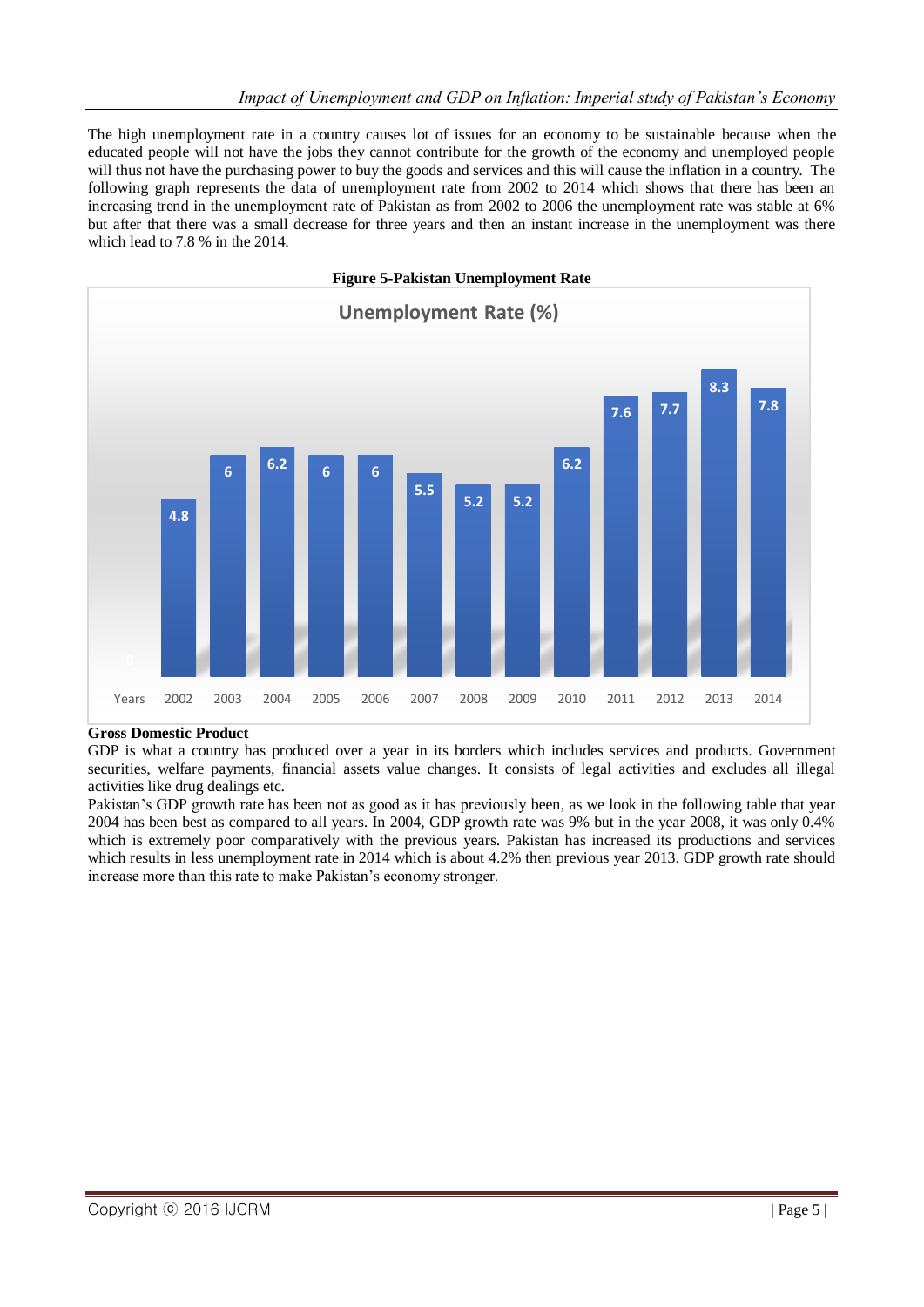The high unemployment rate in a country causes lot of issues for an economy to be sustainable because when the educated people will not have the jobs they cannot contribute for the growth of the economy and unemployed people will thus not have the purchasing power to buy the goods and services and this will cause the inflation in a country. The following graph represents the data of unemployment rate from 2002 to 2014 which shows that there has been an increasing trend in the unemployment rate of Pakistan as from 2002 to 2006 the unemployment rate was stable at 6% but after that there was a small decrease for three years and then an instant increase in the unemployment was there which lead to 7.8 % in the 2014.

**Figure 5-Pakistan Unemployment Rate**

Unemployment Rate (%)

| Years | 2002 | 2003 | 2004 | 2005 | 2006 | 2007 | 2008 | 2009 | 2010 | 2011 | 2012 | 2013 | 2014 |
|---|---|---|---|---|---|---|---|---|---|---|---|---|---|
| 0 | 4.8 | 6 | 6.2 | 6 | 6 | 5.5 | 5.2 | 5.2 | 6.2 | 7.6 | 7.7 | 8.3 | 7.8 |

**Gross Domestic Product**

GDP is what a country has produced over a year in its borders which includes services and products. Government securities, welfare payments, financial assets value changes. It consists of legal activities and excludes all illegal activities like drug dealings etc.

Pakistan's GDP growth rate has been not as good as it has previously been, as we look in the following table that year 2004 has been best as compared to all years. In 2004, GDP growth rate was 9% but in the year 2008, it was only 0.4% which is extremely poor comparatively with the previous years. Pakistan has increased its productions and services which results in less unemployment rate in 2014 which is about 4.2% then previous year 2013. GDP growth rate should increase more than this rate to make Pakistan's economy stronger.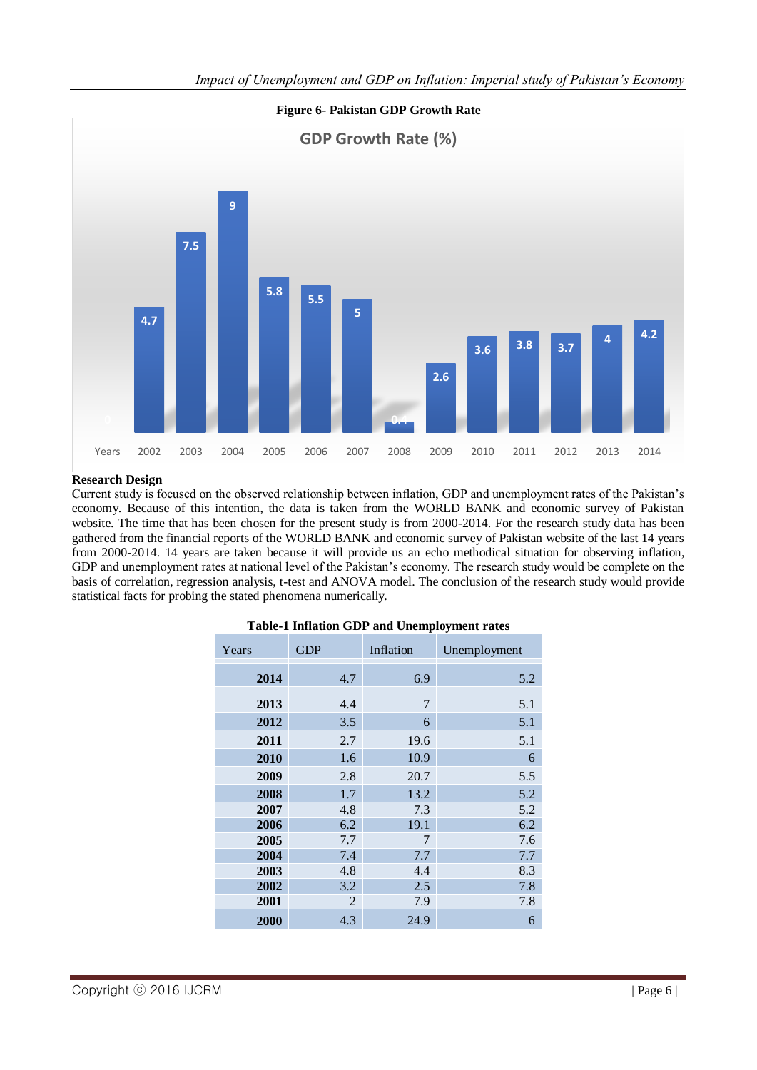**Figure 6- Pakistan GDP Growth Rate**

### Research Design

Current study is focused on the observed relationship between inflation, GDP and unemployment rates of the Pakistan's economy. Because of this intention, the data is taken from the WORLD BANK and economic survey of Pakistan website. The time that has been chosen for the present study is from 2000-2014. For the research study data has been gathered from the financial reports of the WORLD BANK and economic survey of Pakistan website of the last 14 years from 2000-2014. 14 years are taken because it will provide us an echo methodical situation for observing inflation, GDP and unemployment rates at national level of the Pakistan's economy. The research study would be complete on the basis of correlation, regression analysis, t-test and ANOVA model. The conclusion of the research study would provide statistical facts for probing the stated phenomena numerically.

**Table-1 Inflation GDP and Unemployment rates**

| Years | GDP | Inflation | Unemployment |
|---|---|---|---|
| **2014** | 4.7 | 6.9 | 5.2 |
| **2013** | 4.4 | 7 | 5.1 |
| **2012** | 3.5 | 6 | 5.1 |
| **2011** | 2.7 | 19.6 | 5.1 |
| **2010** | 1.6 | 10.9 | 6 |
| **2009** | 2.8 | 20.7 | 5.5 |
| **2008** | 1.7 | 13.2 | 5.2 |
| **2007** | 4.8 | 7.3 | 5.2 |
| **2006** | 6.2 | 19.1 | 6.2 |
| **2005** | 7.7 | 7 | 7.6 |
| **2004** | 7.4 | 7.7 | 7.7 |
| **2003** | 4.8 | 4.4 | 8.3 |
| **2002** | 3.2 | 2.5 | 7.8 |
| **2001** | 2 | 7.9 | 7.8 |
| **2000** | 4.3 | 24.9 | 6 |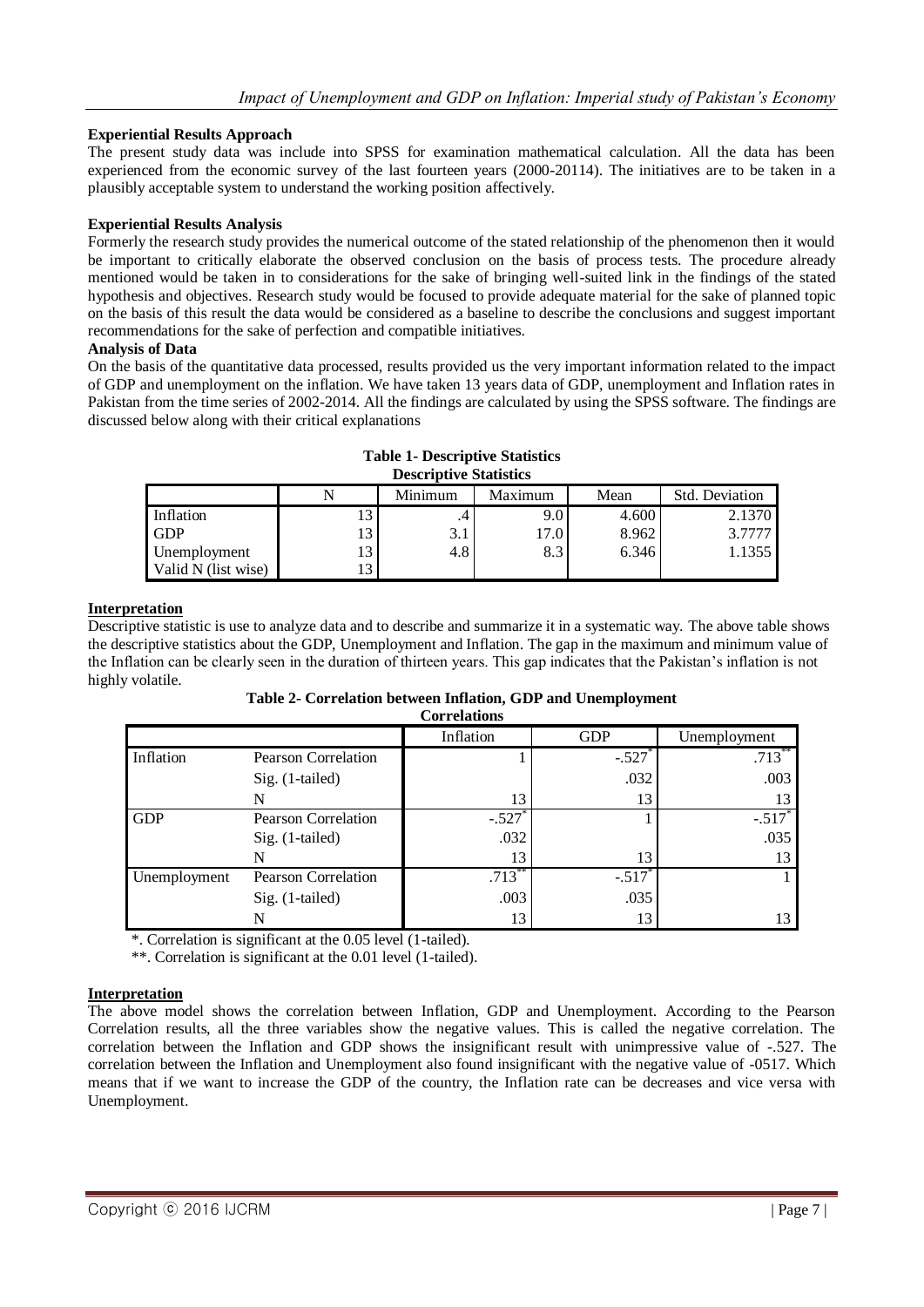**Experiential Results Approach**

The present study data was include into SPSS for examination mathematical calculation. All the data has been experienced from the economic survey of the last fourteen years (2000-20114). The initiatives are to be taken in a plausibly acceptable system to understand the working position affectively.

**Experiential Results Analysis**

Formerly the research study provides the numerical outcome of the stated relationship of the phenomenon then it would be important to critically elaborate the observed conclusion on the basis of process tests. The procedure already mentioned would be taken in to considerations for the sake of bringing well-suited link in the findings of the stated hypothesis and objectives. Research study would be focused to provide adequate material for the sake of planned topic on the basis of this result the data would be considered as a baseline to describe the conclusions and suggest important recommendations for the sake of perfection and compatible initiatives.

**Analysis of Data**

On the basis of the quantitative data processed, results provided us the very important information related to the impact of GDP and unemployment on the inflation. We have taken 13 years data of GDP, unemployment and Inflation rates in Pakistan from the time series of 2002-2014. All the findings are calculated by using the SPSS software. The findings are discussed below along with their critical explanations

**Table 1- Descriptive Statistics**

**Descriptive Statistics**

| | N | Minimum | Maximum | Mean | Std. Deviation |
|---|---|---|---|---|---|
| Inflation | 13 | .4 | 9.0 | 4.600 | 2.1370 |
| GDP | 13 | 3.1 | 17.0 | 8.962 | 3.7777 |
| Unemployment | 13 | 4.8 | 8.3 | 6.346 | 1.1355 |
| Valid N (list wise) | 13 | | | | |

**Interpretation**

Descriptive statistic is use to analyze data and to describe and summarize it in a systematic way. The above table shows the descriptive statistics about the GDP, Unemployment and Inflation. The gap in the maximum and minimum value of the Inflation can be clearly seen in the duration of thirteen years. This gap indicates that the Pakistan's inflation is not highly volatile.

**Table 2- Correlation between Inflation, GDP and Unemployment**

**Correlations**

| | | Inflation | GDP | Unemployment |
|---|---|---|---|---|
| Inflation | Pearson Correlation | 1 | -.527* | .713** |
| | Sig. (1-tailed) | | .032 | .003 |
| | N | 13 | 13 | 13 |
| GDP | Pearson Correlation | -.527* | 1 | -.517* |
| | Sig. (1-tailed) | .032 | | .035 |
| | N | 13 | 13 | 13 |
| Unemployment | Pearson Correlation | .713** | -.517* | 1 |
| | Sig. (1-tailed) | .003 | .035 | |
| | N | 13 | 13 | 13 |

*. Correlation is significant at the 0.05 level (1-tailed).

**. Correlation is significant at the 0.01 level (1-tailed).

**Interpretation**

The above model shows the correlation between Inflation, GDP and Unemployment. According to the Pearson Correlation results, all the three variables show the negative values. This is called the negative correlation. The correlation between the Inflation and GDP shows the insignificant result with unimpressive value of -.527. The correlation between the Inflation and Unemployment also found insignificant with the negative value of -0517. Which means that if we want to increase the GDP of the country, the Inflation rate can be decreases and vice versa with Unemployment.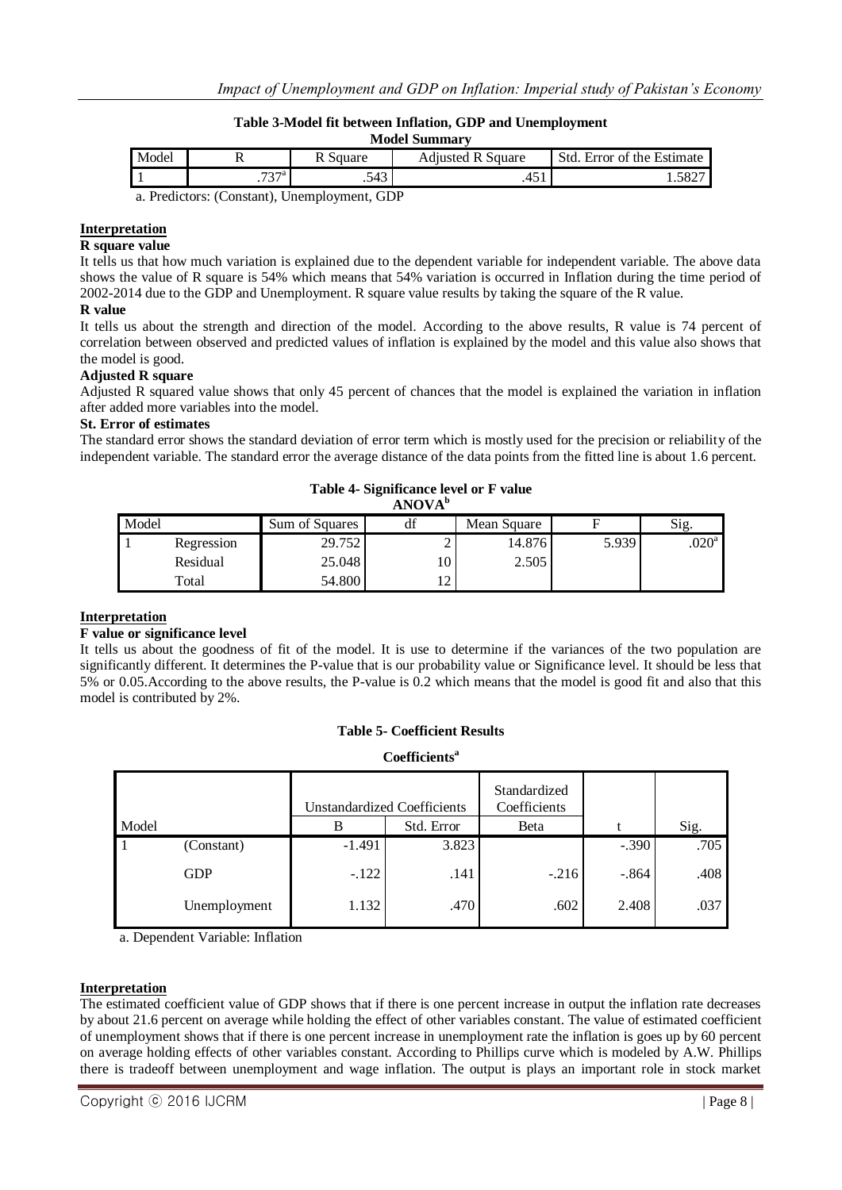**Table 3-Model fit between Inflation, GDP and Unemployment**

**Model Summary**

| Model | R | R Square | Adjusted R Square | Std. Error of the Estimate |
|---|---|---|---|---|
| 1 | .737[a] | .543 | .451 | 1.5827 |

a. Predictors: (Constant), Unemployment, GDP

**Interpretation**

**R square value**

It tells us that how much variation is explained due to the dependent variable for independent variable. The above data shows the value of R square is 54% which means that 54% variation is occurred in Inflation during the time period of 2002-2014 due to the GDP and Unemployment. R square value results by taking the square of the R value.

**R value**

It tells us about the strength and direction of the model. According to the above results, R value is 74 percent of correlation between observed and predicted values of inflation is explained by the model and this value also shows that the model is good.

**Adjusted R square**

Adjusted R squared value shows that only 45 percent of chances that the model is explained the variation in inflation after added more variables into the model.

**St. Error of estimates**

The standard error shows the standard deviation of error term which is mostly used for the precision or reliability of the independent variable. The standard error the average distance of the data points from the fitted line is about 1.6 percent.

**Table 4- Significance level or F value**

**ANOVA[b]**

| Model | | Sum of Squares | df | Mean Square | F | Sig. |
|---|---|---|---|---|---|---|
| 1 | Regression | 29.752 | 2 | 14.876 | 5.939 | .020[a] |
| | Residual | 25.048 | 10 | 2.505 | | |
| | Total | 54.800 | 12 | | | |

**Interpretation**

**F value or significance level**

It tells us about the goodness of fit of the model. It is use to determine if the variances of the two population are significantly different. It determines the P-value that is our probability value or Significance level. It should be less that 5% or 0.05.According to the above results, the P-value is 0.2 which means that the model is good fit and also that this model is contributed by 2%.

**Table 5- Coefficient Results**

**Coefficients[a]**

| Model | | Unstandardized Coefficients | | Standardized Coefficients | t | Sig. |
|---|---|---|---|---|---|---|
| | | B | Std. Error | Beta | | |
| 1 | (Constant) | -1.491 | 3.823 | | -.390 | .705 |
| | GDP | -.122 | .141 | -.216 | -.864 | .408 |
| | Unemployment | 1.132 | .470 | .602 | 2.408 | .037 |

a. Dependent Variable: Inflation

**Interpretation**

The estimated coefficient value of GDP shows that if there is one percent increase in output the inflation rate decreases by about 21.6 percent on average while holding the effect of other variables constant. The value of estimated coefficient of unemployment shows that if there is one percent increase in unemployment rate the inflation is goes up by 60 percent on average holding effects of other variables constant. According to Phillips curve which is modeled by A.W. Phillips there is tradeoff between unemployment and wage inflation. The output is plays an important role in stock market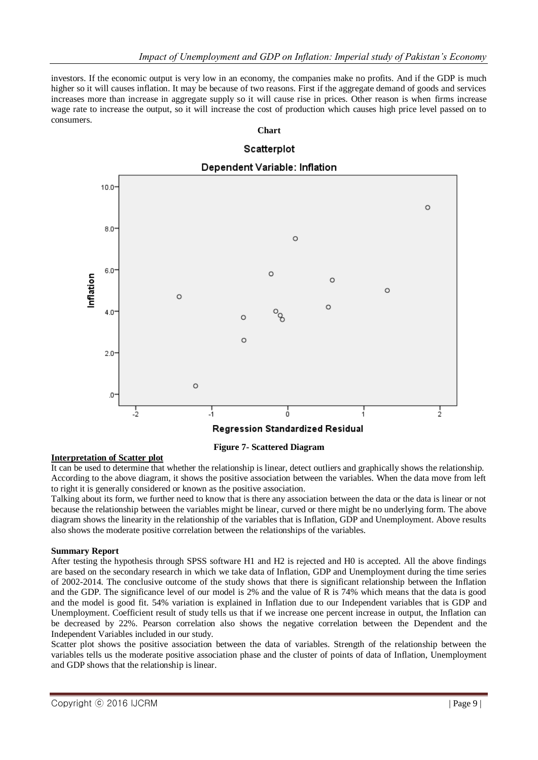investors. If the economic output is very low in an economy, the companies make no profits. And if the GDP is much higher so it will causes inflation. It may be because of two reasons. First if the aggregate demand of goods and services increases more than increase in aggregate supply so it will cause rise in prices. Other reason is when firms increase wage rate to increase the output, so it will increase the cost of production which causes high price level passed on to consumers.

**Chart**

**Figure 7- Scattered Diagram**

**Interpretation of Scatter plot**

It can be used to determine that whether the relationship is linear, detect outliers and graphically shows the relationship. According to the above diagram, it shows the positive association between the variables. When the data move from left to right it is generally considered or known as the positive association.

Talking about its form, we further need to know that is there any association between the data or the data is linear or not because the relationship between the variables might be linear, curved or there might be no underlying form. The above diagram shows the linearity in the relationship of the variables that is Inflation, GDP and Unemployment. Above results also shows the moderate positive correlation between the relationships of the variables.

**Summary Report**

After testing the hypothesis through SPSS software H1 and H2 is rejected and H0 is accepted. All the above findings are based on the secondary research in which we take data of Inflation, GDP and Unemployment during the time series of 2002-2014. The conclusive outcome of the study shows that there is significant relationship between the Inflation and the GDP. The significance level of our model is 2% and the value of R is 74% which means that the data is good and the model is good fit. 54% variation is explained in Inflation due to our Independent variables that is GDP and Unemployment. Coefficient result of study tells us that if we increase one percent increase in output, the Inflation can be decreased by 22%. Pearson correlation also shows the negative correlation between the Dependent and the Independent Variables included in our study.

Scatter plot shows the positive association between the data of variables. Strength of the relationship between the variables tells us the moderate positive association phase and the cluster of points of data of Inflation, Unemployment and GDP shows that the relationship is linear.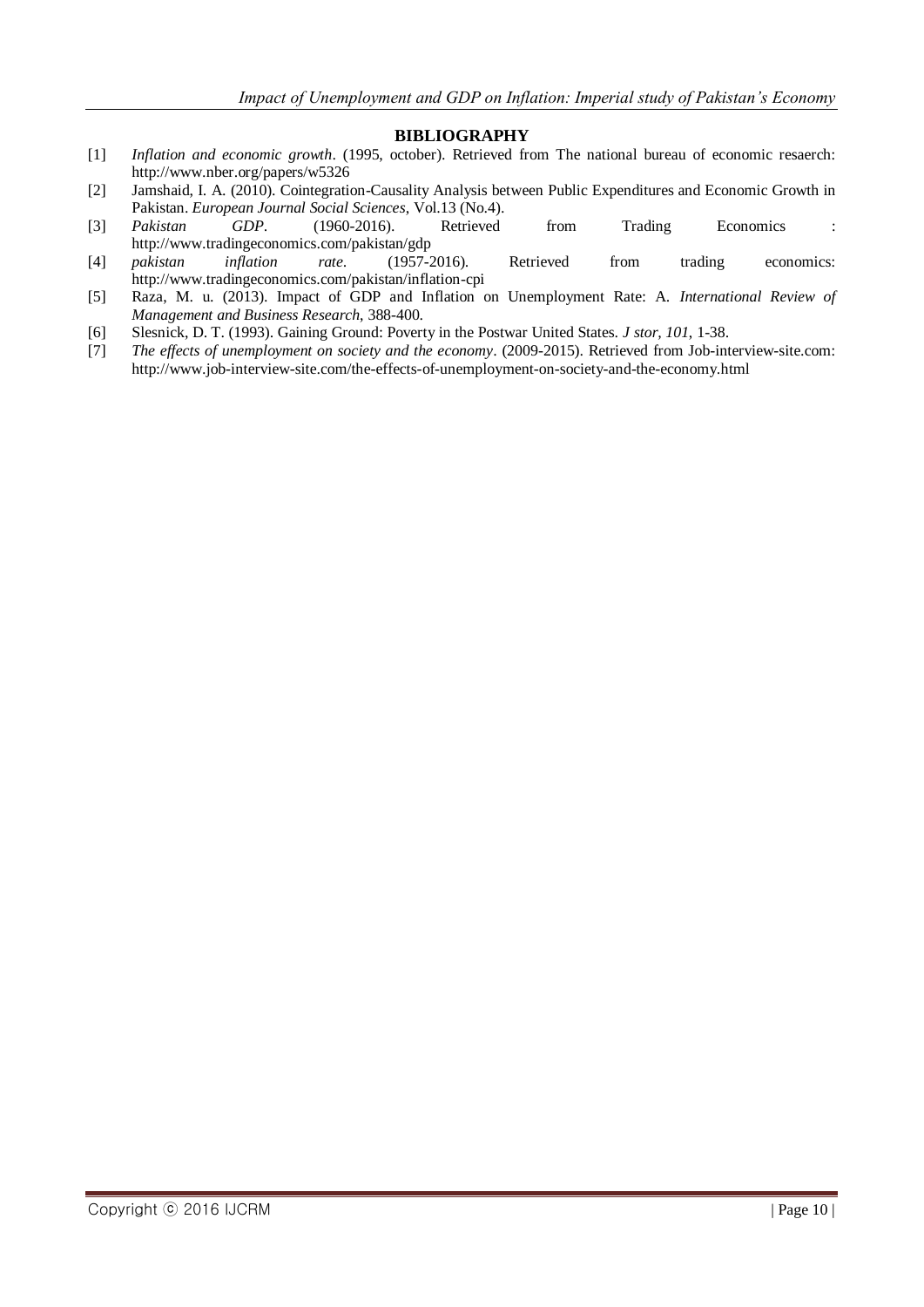## BIBLIOGRAPHY

[1] *Inflation and economic growth*. (1995, october). Retrieved from The national bureau of economic resaerch: http://www.nber.org/papers/w5326

[2] Jamshaid, I. A. (2010). Cointegration-Causality Analysis between Public Expenditures and Economic Growth in Pakistan. *European Journal Social Sciences*, Vol.13 (No.4).

[3] *Pakistan GDP*. (1960-2016). Retrieved from Trading Economics : http://www.tradingeconomics.com/pakistan/gdp

[4] *pakistan inflation rate*. (1957-2016). Retrieved from trading economics: http://www.tradingeconomics.com/pakistan/inflation-cpi

[5] Raza, M. u. (2013). Impact of GDP and Inflation on Unemployment Rate: A. *International Review of Management and Business Research*, 388-400.

[6] Slesnick, D. T. (1993). Gaining Ground: Poverty in the Postwar United States. *J stor, 101*, 1-38.

[7] *The effects of unemployment on society and the economy*. (2009-2015). Retrieved from Job-interview-site.com: http://www.job-interview-site.com/the-effects-of-unemployment-on-society-and-the-economy.html